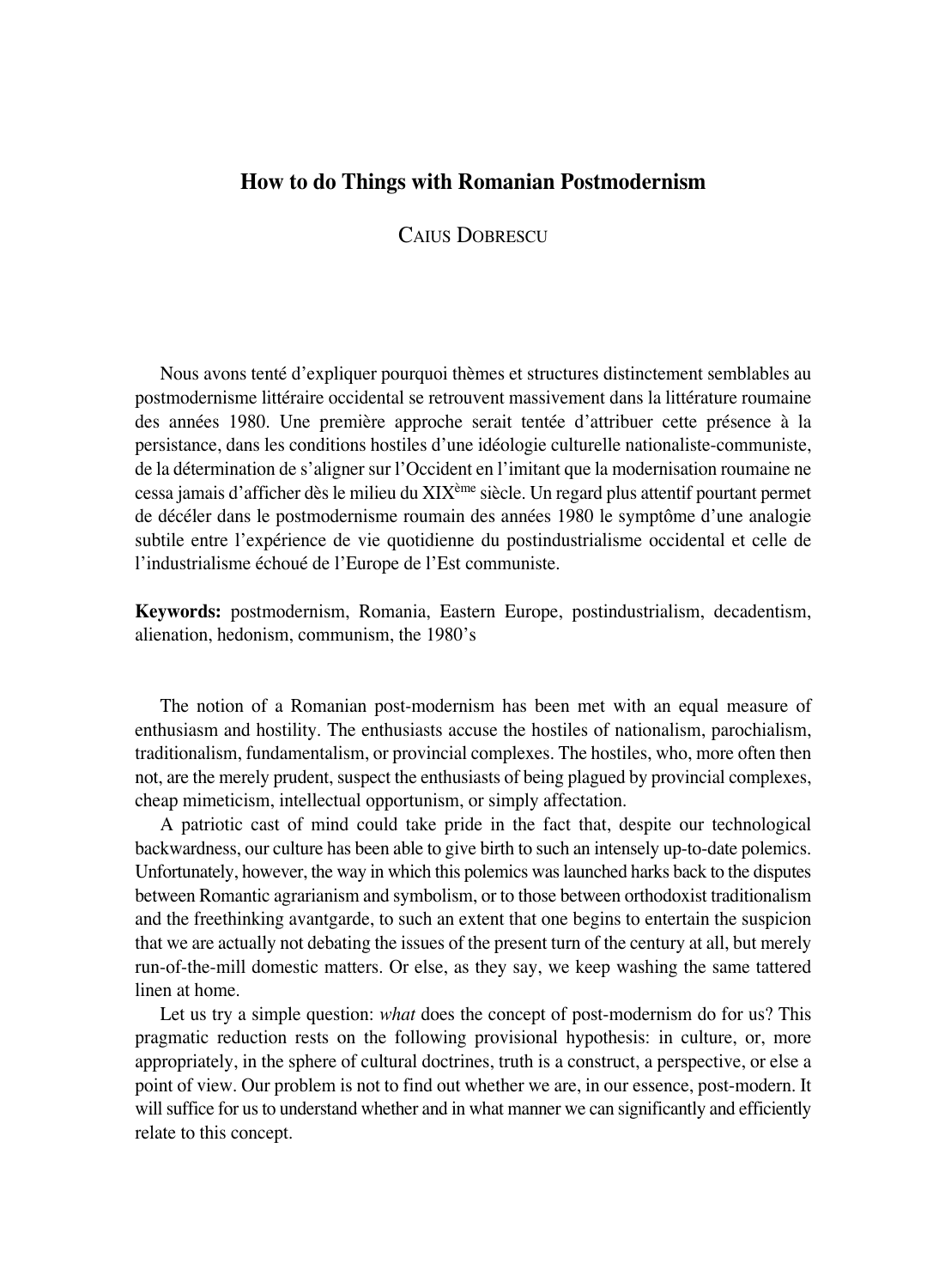# How to do Things with Romanian Postmodernism

CAIUS DOBRESCU

Nous avons tenté d'expliquer pourquoi thèmes et structures distinctement semblables au postmodernisme littéraire occidental se retrouvent massivement dans la littérature roumaine des années 1980. Une première approche serait tentée d'attribuer cette présence à la persistance, dans les conditions hostiles d'une idéologie culturelle nationaliste-communiste, de la détermination de s'aligner sur l'Occident en l'imitant que la modernisation roumaine ne cessa jamais d'afficher dès le milieu du XIX$^{\text{ème}}$ siècle. Un regard plus attentif pourtant permet de décéler dans le postmodernisme roumain des années 1980 le symptôme d'une analogie subtile entre l'expérience de vie quotidienne du postindustrialisme occidental et celle de l'industrialisme échoué de l'Europe de l'Est communiste.

**Keywords:** postmodernism, Romania, Eastern Europe, postindustrialism, decadentism, alienation, hedonism, communism, the 1980's

The notion of a Romanian post-modernism has been met with an equal measure of enthusiasm and hostility. The enthusiasts accuse the hostiles of nationalism, parochialism, traditionalism, fundamentalism, or provincial complexes. The hostiles, who, more often then not, are the merely prudent, suspect the enthusiasts of being plagued by provincial complexes, cheap mimeticism, intellectual opportunism, or simply affectation.

A patriotic cast of mind could take pride in the fact that, despite our technological backwardness, our culture has been able to give birth to such an intensely up-to-date polemics. Unfortunately, however, the way in which this polemics was launched harks back to the disputes between Romantic agrarianism and symbolism, or to those between orthodoxist traditionalism and the freethinking avantgarde, to such an extent that one begins to entertain the suspicion that we are actually not debating the issues of the present turn of the century at all, but merely run-of-the-mill domestic matters. Or else, as they say, we keep washing the same tattered linen at home.

Let us try a simple question: *what* does the concept of post-modernism do for us? This pragmatic reduction rests on the following provisional hypothesis: in culture, or, more appropriately, in the sphere of cultural doctrines, truth is a construct, a perspective, or else a point of view. Our problem is not to find out whether we are, in our essence, post-modern. It will suffice for us to understand whether and in what manner we can significantly and efficiently relate to this concept.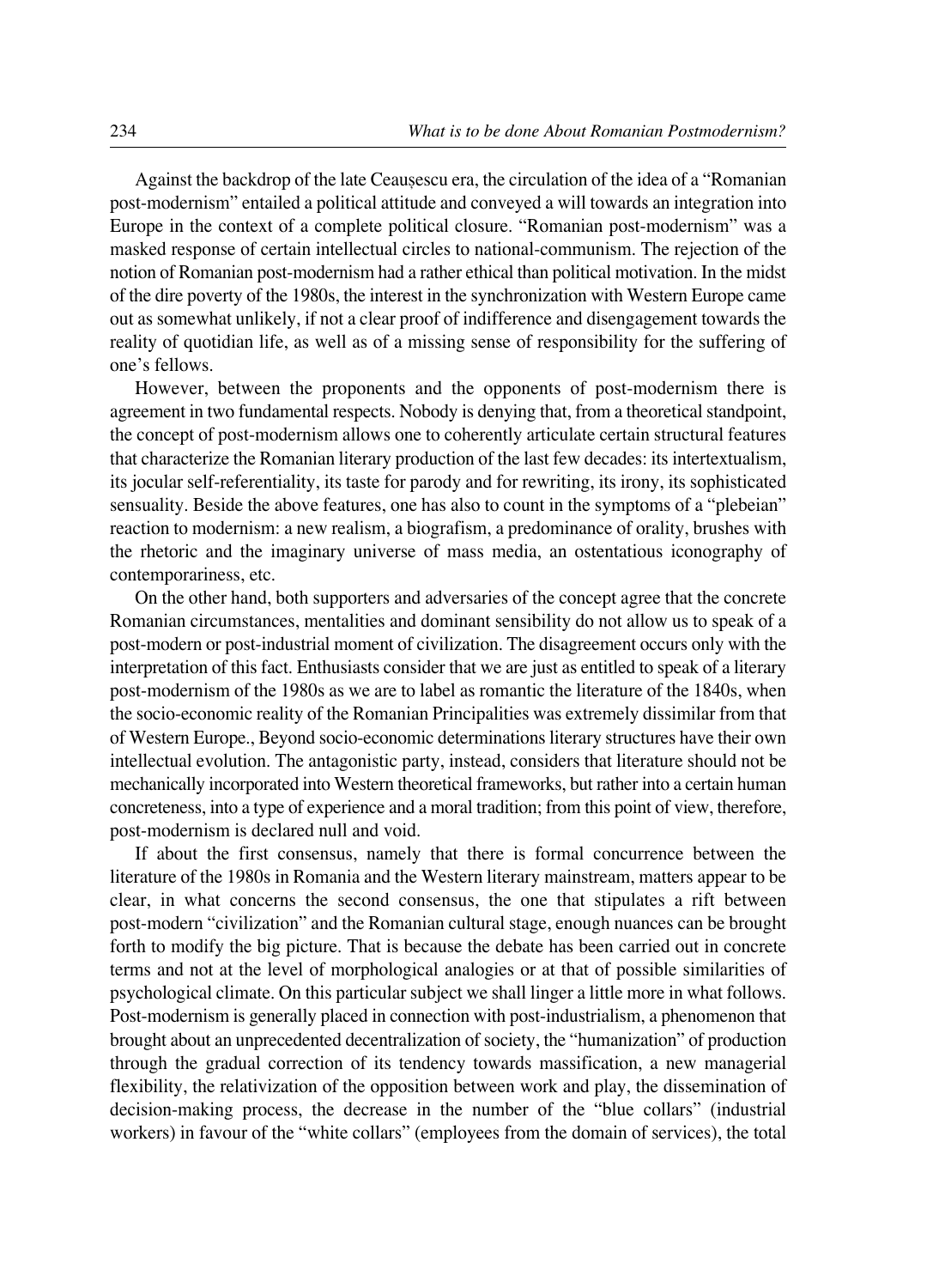Against the backdrop of the late Ceaușescu era, the circulation of the idea of a "Romanian post-modernism" entailed a political attitude and conveyed a will towards an integration into Europe in the context of a complete political closure. "Romanian post-modernism" was a masked response of certain intellectual circles to national-communism. The rejection of the notion of Romanian post-modernism had a rather ethical than political motivation. In the midst of the dire poverty of the 1980s, the interest in the synchronization with Western Europe came out as somewhat unlikely, if not a clear proof of indifference and disengagement towards the reality of quotidian life, as well as of a missing sense of responsibility for the suffering of one's fellows.

However, between the proponents and the opponents of post-modernism there is agreement in two fundamental respects. Nobody is denying that, from a theoretical standpoint, the concept of post-modernism allows one to coherently articulate certain structural features that characterize the Romanian literary production of the last few decades: its intertextualism, its jocular self-referentiality, its taste for parody and for rewriting, its irony, its sophisticated sensuality. Beside the above features, one has also to count in the symptoms of a "plebeian" reaction to modernism: a new realism, a biografism, a predominance of orality, brushes with the rhetoric and the imaginary universe of mass media, an ostentatious iconography of contemporariness, etc.

On the other hand, both supporters and adversaries of the concept agree that the concrete Romanian circumstances, mentalities and dominant sensibility do not allow us to speak of a post-modern or post-industrial moment of civilization. The disagreement occurs only with the interpretation of this fact. Enthusiasts consider that we are just as entitled to speak of a literary post-modernism of the 1980s as we are to label as romantic the literature of the 1840s, when the socio-economic reality of the Romanian Principalities was extremely dissimilar from that of Western Europe., Beyond socio-economic determinations literary structures have their own intellectual evolution. The antagonistic party, instead, considers that literature should not be mechanically incorporated into Western theoretical frameworks, but rather into a certain human concreteness, into a type of experience and a moral tradition; from this point of view, therefore, post-modernism is declared null and void.

If about the first consensus, namely that there is formal concurrence between the literature of the 1980s in Romania and the Western literary mainstream, matters appear to be clear, in what concerns the second consensus, the one that stipulates a rift between post-modern "civilization" and the Romanian cultural stage, enough nuances can be brought forth to modify the big picture. That is because the debate has been carried out in concrete terms and not at the level of morphological analogies or at that of possible similarities of psychological climate. On this particular subject we shall linger a little more in what follows. Post-modernism is generally placed in connection with post-industrialism, a phenomenon that brought about an unprecedented decentralization of society, the "humanization" of production through the gradual correction of its tendency towards massification, a new managerial flexibility, the relativization of the opposition between work and play, the dissemination of decision-making process, the decrease in the number of the "blue collars" (industrial workers) in favour of the "white collars" (employees from the domain of services), the total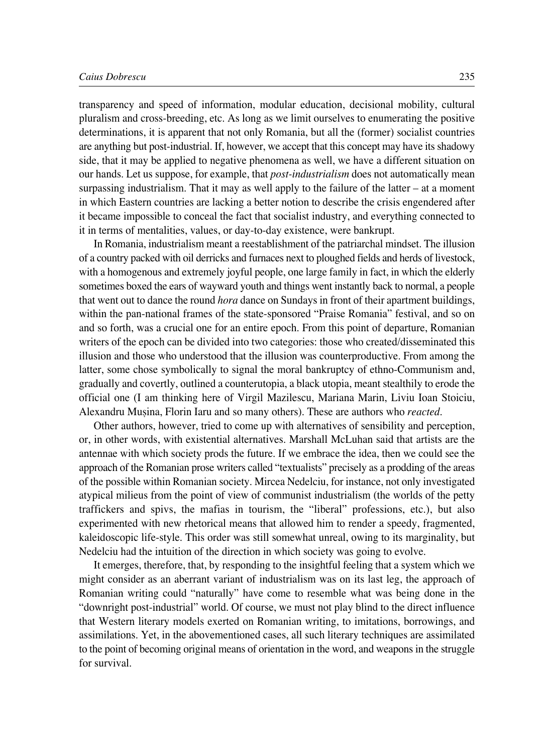transparency and speed of information, modular education, decisional mobility, cultural pluralism and cross-breeding, etc. As long as we limit ourselves to enumerating the positive determinations, it is apparent that not only Romania, but all the (former) socialist countries are anything but post-industrial. If, however, we accept that this concept may have its shadowy side, that it may be applied to negative phenomena as well, we have a different situation on our hands. Let us suppose, for example, that *post-industrialism* does not automatically mean surpassing industrialism. That it may as well apply to the failure of the latter – at a moment in which Eastern countries are lacking a better notion to describe the crisis engendered after it became impossible to conceal the fact that socialist industry, and everything connected to it in terms of mentalities, values, or day-to-day existence, were bankrupt.

In Romania, industrialism meant a reestablishment of the patriarchal mindset. The illusion of a country packed with oil derricks and furnaces next to ploughed fields and herds of livestock, with a homogenous and extremely joyful people, one large family in fact, in which the elderly sometimes boxed the ears of wayward youth and things went instantly back to normal, a people that went out to dance the round *hora* dance on Sundays in front of their apartment buildings, within the pan-national frames of the state-sponsored "Praise Romania" festival, and so on and so forth, was a crucial one for an entire epoch. From this point of departure, Romanian writers of the epoch can be divided into two categories: those who created/disseminated this illusion and those who understood that the illusion was counterproductive. From among the latter, some chose symbolically to signal the moral bankruptcy of ethno-Communism and, gradually and covertly, outlined a counterutopia, a black utopia, meant stealthily to erode the official one (I am thinking here of Virgil Mazilescu, Mariana Marin, Liviu Ioan Stoiciu, Alexandru Mușina, Florin Iaru and so many others). These are authors who *reacted*.

Other authors, however, tried to come up with alternatives of sensibility and perception, or, in other words, with existential alternatives. Marshall McLuhan said that artists are the antennae with which society prods the future. If we embrace the idea, then we could see the approach of the Romanian prose writers called "textualists" precisely as a prodding of the areas of the possible within Romanian society. Mircea Nedelciu, for instance, not only investigated atypical milieus from the point of view of communist industrialism (the worlds of the petty traffickers and spivs, the mafias in tourism, the "liberal" professions, etc.), but also experimented with new rhetorical means that allowed him to render a speedy, fragmented, kaleidoscopic life-style. This order was still somewhat unreal, owing to its marginality, but Nedelciu had the intuition of the direction in which society was going to evolve.

It emerges, therefore, that, by responding to the insightful feeling that a system which we might consider as an aberrant variant of industrialism was on its last leg, the approach of Romanian writing could "naturally" have come to resemble what was being done in the "downright post-industrial" world. Of course, we must not play blind to the direct influence that Western literary models exerted on Romanian writing, to imitations, borrowings, and assimilations. Yet, in the abovementioned cases, all such literary techniques are assimilated to the point of becoming original means of orientation in the word, and weapons in the struggle for survival.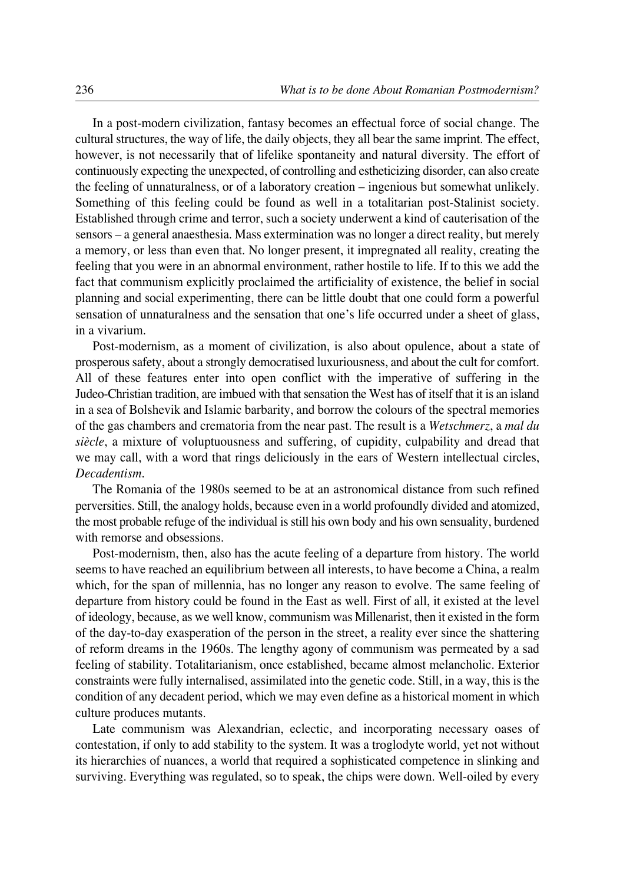In a post-modern civilization, fantasy becomes an effectual force of social change. The cultural structures, the way of life, the daily objects, they all bear the same imprint. The effect, however, is not necessarily that of lifelike spontaneity and natural diversity. The effort of continuously expecting the unexpected, of controlling and estheticizing disorder, can also create the feeling of unnaturalness, or of a laboratory creation – ingenious but somewhat unlikely. Something of this feeling could be found as well in a totalitarian post-Stalinist society. Established through crime and terror, such a society underwent a kind of cauterisation of the sensors – a general anaesthesia. Mass extermination was no longer a direct reality, but merely a memory, or less than even that. No longer present, it impregnated all reality, creating the feeling that you were in an abnormal environment, rather hostile to life. If to this we add the fact that communism explicitly proclaimed the artificiality of existence, the belief in social planning and social experimenting, there can be little doubt that one could form a powerful sensation of unnaturalness and the sensation that one's life occurred under a sheet of glass, in a vivarium.

Post-modernism, as a moment of civilization, is also about opulence, about a state of prosperous safety, about a strongly democratised luxuriousness, and about the cult for comfort. All of these features enter into open conflict with the imperative of suffering in the Judeo-Christian tradition, are imbued with that sensation the West has of itself that it is an island in a sea of Bolshevik and Islamic barbarity, and borrow the colours of the spectral memories of the gas chambers and crematoria from the near past. The result is a *Wetschmerz*, a *mal du siècle*, a mixture of voluptuousness and suffering, of cupidity, culpability and dread that we may call, with a word that rings deliciously in the ears of Western intellectual circles, *Decadentism*.

The Romania of the 1980s seemed to be at an astronomical distance from such refined perversities. Still, the analogy holds, because even in a world profoundly divided and atomized, the most probable refuge of the individual is still his own body and his own sensuality, burdened with remorse and obsessions.

Post-modernism, then, also has the acute feeling of a departure from history. The world seems to have reached an equilibrium between all interests, to have become a China, a realm which, for the span of millennia, has no longer any reason to evolve. The same feeling of departure from history could be found in the East as well. First of all, it existed at the level of ideology, because, as we well know, communism was Millenarist, then it existed in the form of the day-to-day exasperation of the person in the street, a reality ever since the shattering of reform dreams in the 1960s. The lengthy agony of communism was permeated by a sad feeling of stability. Totalitarianism, once established, became almost melancholic. Exterior constraints were fully internalised, assimilated into the genetic code. Still, in a way, this is the condition of any decadent period, which we may even define as a historical moment in which culture produces mutants.

Late communism was Alexandrian, eclectic, and incorporating necessary oases of contestation, if only to add stability to the system. It was a troglodyte world, yet not without its hierarchies of nuances, a world that required a sophisticated competence in slinking and surviving. Everything was regulated, so to speak, the chips were down. Well-oiled by every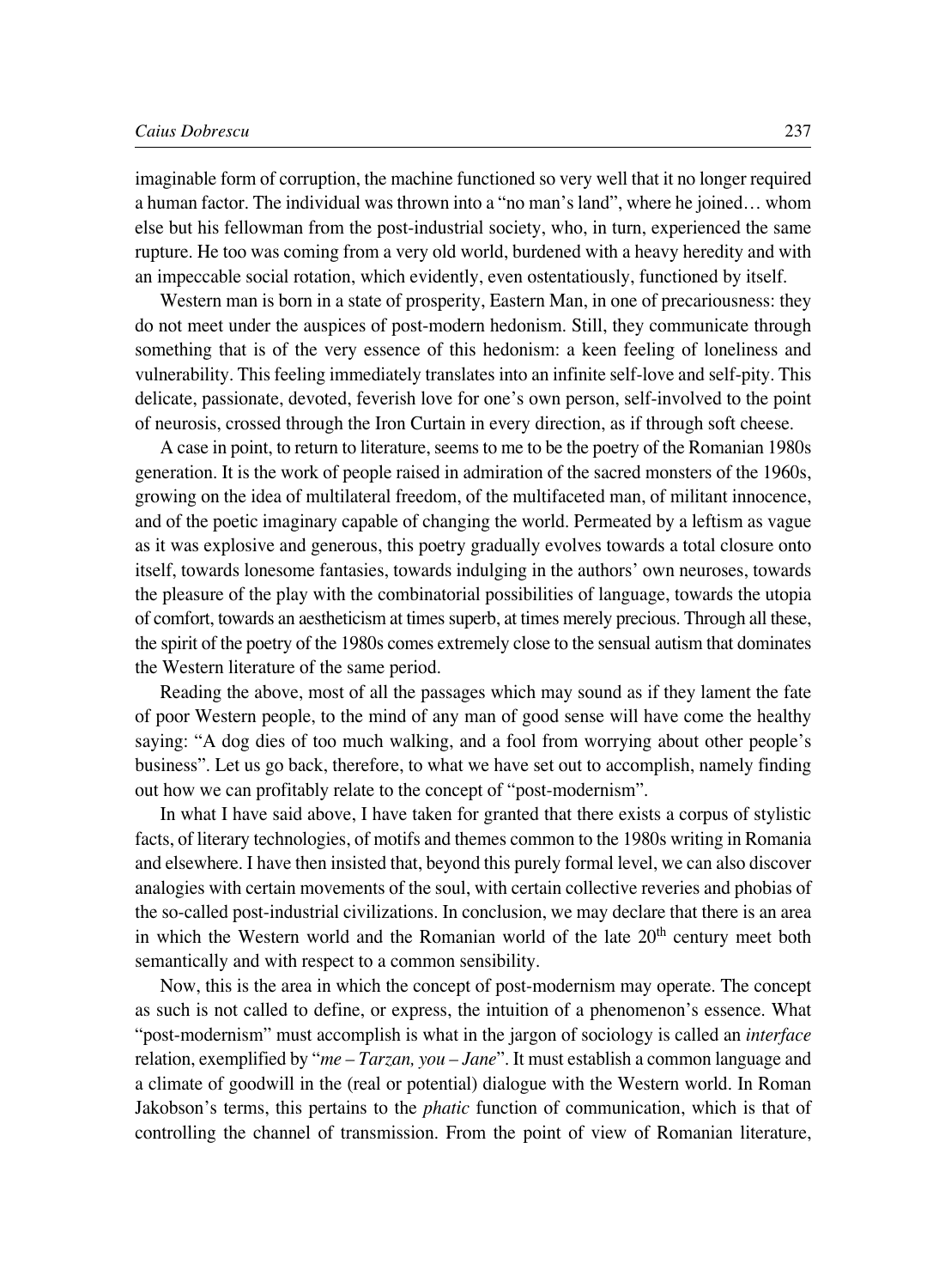imaginable form of corruption, the machine functioned so very well that it no longer required a human factor. The individual was thrown into a "no man's land", where he joined… whom else but his fellowman from the post-industrial society, who, in turn, experienced the same rupture. He too was coming from a very old world, burdened with a heavy heredity and with an impeccable social rotation, which evidently, even ostentatiously, functioned by itself.

Western man is born in a state of prosperity, Eastern Man, in one of precariousness: they do not meet under the auspices of post-modern hedonism. Still, they communicate through something that is of the very essence of this hedonism: a keen feeling of loneliness and vulnerability. This feeling immediately translates into an infinite self-love and self-pity. This delicate, passionate, devoted, feverish love for one's own person, self-involved to the point of neurosis, crossed through the Iron Curtain in every direction, as if through soft cheese.

A case in point, to return to literature, seems to me to be the poetry of the Romanian 1980s generation. It is the work of people raised in admiration of the sacred monsters of the 1960s, growing on the idea of multilateral freedom, of the multifaceted man, of militant innocence, and of the poetic imaginary capable of changing the world. Permeated by a leftism as vague as it was explosive and generous, this poetry gradually evolves towards a total closure onto itself, towards lonesome fantasies, towards indulging in the authors' own neuroses, towards the pleasure of the play with the combinatorial possibilities of language, towards the utopia of comfort, towards an aestheticism at times superb, at times merely precious. Through all these, the spirit of the poetry of the 1980s comes extremely close to the sensual autism that dominates the Western literature of the same period.

Reading the above, most of all the passages which may sound as if they lament the fate of poor Western people, to the mind of any man of good sense will have come the healthy saying: "A dog dies of too much walking, and a fool from worrying about other people's business". Let us go back, therefore, to what we have set out to accomplish, namely finding out how we can profitably relate to the concept of "post-modernism".

In what I have said above, I have taken for granted that there exists a corpus of stylistic facts, of literary technologies, of motifs and themes common to the 1980s writing in Romania and elsewhere. I have then insisted that, beyond this purely formal level, we can also discover analogies with certain movements of the soul, with certain collective reveries and phobias of the so-called post-industrial civilizations. In conclusion, we may declare that there is an area in which the Western world and the Romanian world of the late 20th century meet both semantically and with respect to a common sensibility.

Now, this is the area in which the concept of post-modernism may operate. The concept as such is not called to define, or express, the intuition of a phenomenon's essence. What "post-modernism" must accomplish is what in the jargon of sociology is called an *interface* relation, exemplified by "*me – Tarzan, you – Jane*". It must establish a common language and a climate of goodwill in the (real or potential) dialogue with the Western world. In Roman Jakobson's terms, this pertains to the *phatic* function of communication, which is that of controlling the channel of transmission. From the point of view of Romanian literature,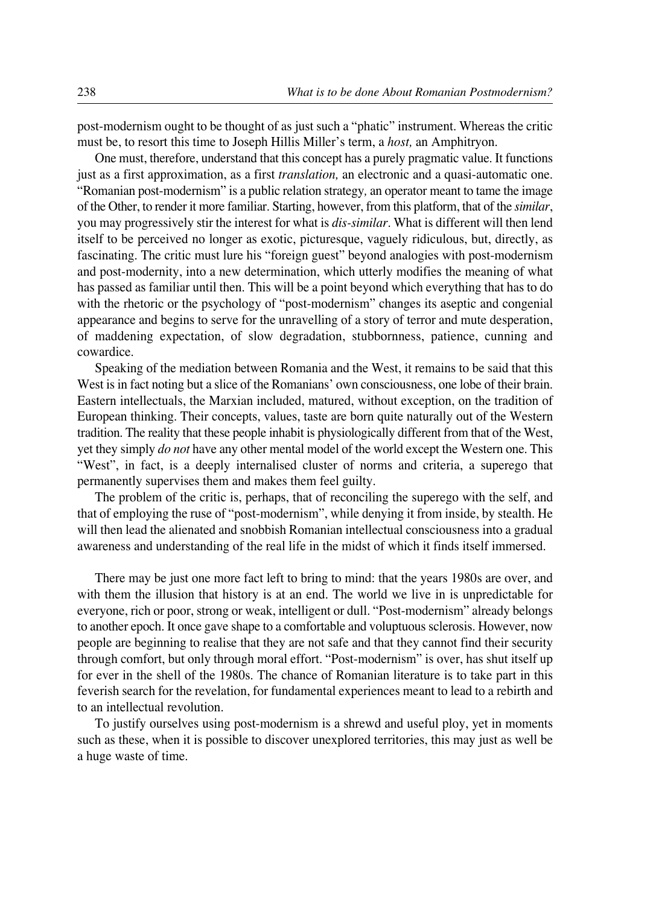post-modernism ought to be thought of as just such a "phatic" instrument. Whereas the critic must be, to resort this time to Joseph Hillis Miller's term, a *host,* an Amphitryon.

One must, therefore, understand that this concept has a purely pragmatic value. It functions just as a first approximation, as a first *translation,* an electronic and a quasi-automatic one. "Romanian post-modernism" is a public relation strategy*,* an operator meant to tame the image of the Other, to render it more familiar. Starting, however, from this platform, that of the *similar*, you may progressively stir the interest for what is *dis-similar*. What is different will then lend itself to be perceived no longer as exotic, picturesque, vaguely ridiculous, but, directly, as fascinating. The critic must lure his "foreign guest" beyond analogies with post-modernism and post-modernity, into a new determination, which utterly modifies the meaning of what has passed as familiar until then. This will be a point beyond which everything that has to do with the rhetoric or the psychology of "post-modernism" changes its aseptic and congenial appearance and begins to serve for the unravelling of a story of terror and mute desperation, of maddening expectation, of slow degradation, stubbornness, patience, cunning and cowardice.

Speaking of the mediation between Romania and the West, it remains to be said that this West is in fact noting but a slice of the Romanians' own consciousness, one lobe of their brain. Eastern intellectuals, the Marxian included, matured, without exception, on the tradition of European thinking. Their concepts, values, taste are born quite naturally out of the Western tradition. The reality that these people inhabit is physiologically different from that of the West, yet they simply *do not* have any other mental model of the world except the Western one. This "West", in fact, is a deeply internalised cluster of norms and criteria, a superego that permanently supervises them and makes them feel guilty.

The problem of the critic is, perhaps, that of reconciling the superego with the self, and that of employing the ruse of "post-modernism", while denying it from inside, by stealth. He will then lead the alienated and snobbish Romanian intellectual consciousness into a gradual awareness and understanding of the real life in the midst of which it finds itself immersed.

There may be just one more fact left to bring to mind: that the years 1980s are over, and with them the illusion that history is at an end. The world we live in is unpredictable for everyone, rich or poor, strong or weak, intelligent or dull. "Post-modernism" already belongs to another epoch. It once gave shape to a comfortable and voluptuous sclerosis. However, now people are beginning to realise that they are not safe and that they cannot find their security through comfort, but only through moral effort. "Post-modernism" is over, has shut itself up for ever in the shell of the 1980s. The chance of Romanian literature is to take part in this feverish search for the revelation, for fundamental experiences meant to lead to a rebirth and to an intellectual revolution.

To justify ourselves using post-modernism is a shrewd and useful ploy, yet in moments such as these, when it is possible to discover unexplored territories, this may just as well be a huge waste of time.